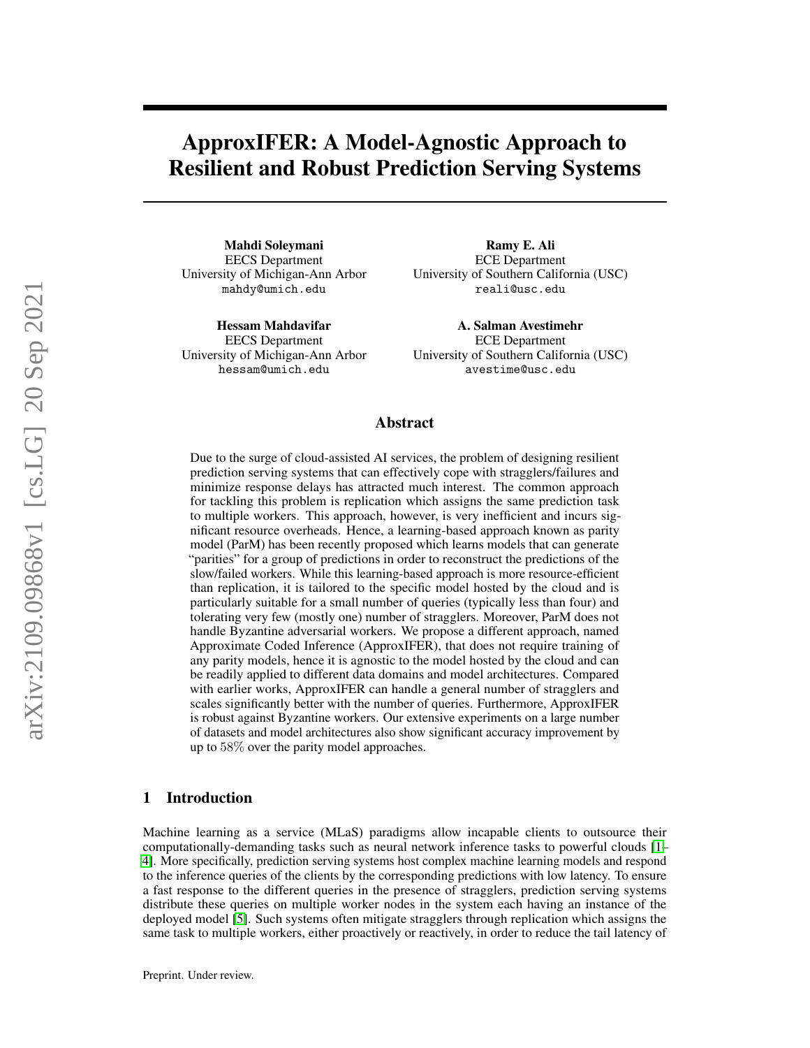# ApproxIFER: A Model-Agnostic Approach to Resilient and Robust Prediction Serving Systems

**Mahdi Soleymani**
EECS Department
University of Michigan-Ann Arbor
mahdy@umich.edu

**Ramy E. Ali**
ECE Department
University of Southern California (USC)
reali@usc.edu

**Hessam Mahdavifar**
EECS Department
University of Michigan-Ann Arbor
hessam@umich.edu

**A. Salman Avestimehr**
ECE Department
University of Southern California (USC)
avestime@usc.edu

## Abstract

Due to the surge of cloud-assisted AI services, the problem of designing resilient prediction serving systems that can effectively cope with stragglers/failures and minimize response delays has attracted much interest. The common approach for tackling this problem is replication which assigns the same prediction task to multiple workers. This approach, however, is very inefficient and incurs significant resource overheads. Hence, a learning-based approach known as parity model (ParM) has been recently proposed which learns models that can generate "parities" for a group of predictions in order to reconstruct the predictions of the slow/failed workers. While this learning-based approach is more resource-efficient than replication, it is tailored to the specific model hosted by the cloud and is particularly suitable for a small number of queries (typically less than four) and tolerating very few (mostly one) number of stragglers. Moreover, ParM does not handle Byzantine adversarial workers. We propose a different approach, named Approximate Coded Inference (ApproxIFER), that does not require training of any parity models, hence it is agnostic to the model hosted by the cloud and can be readily applied to different data domains and model architectures. Compared with earlier works, ApproxIFER can handle a general number of stragglers and scales significantly better with the number of queries. Furthermore, ApproxIFER is robust against Byzantine workers. Our extensive experiments on a large number of datasets and model architectures also show significant accuracy improvement by up to 58% over the parity model approaches.

## 1 Introduction

Machine learning as a service (MLaS) paradigms allow incapable clients to outsource their computationally-demanding tasks such as neural network inference tasks to powerful clouds [1–4]. More specifically, prediction serving systems host complex machine learning models and respond to the inference queries of the clients by the corresponding predictions with low latency. To ensure a fast response to the different queries in the presence of stragglers, prediction serving systems distribute these queries on multiple worker nodes in the system each having an instance of the deployed model [5]. Such systems often mitigate stragglers through replication which assigns the same task to multiple workers, either proactively or reactively, in order to reduce the tail latency of

Preprint. Under review.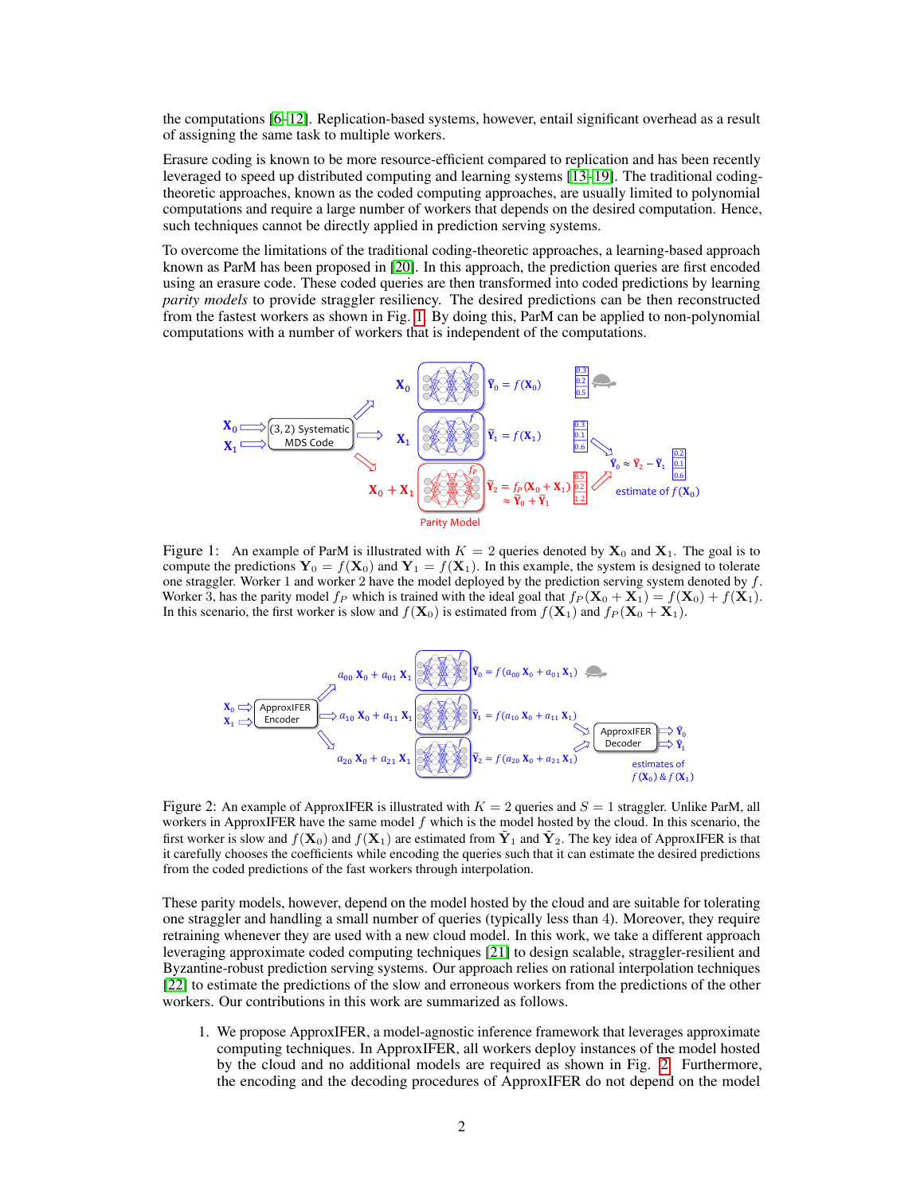the computations [6–12]. Replication-based systems, however, entail significant overhead as a result of assigning the same task to multiple workers.

Erasure coding is known to be more resource-efficient compared to replication and has been recently leveraged to speed up distributed computing and learning systems [13–19]. The traditional coding-theoretic approaches, known as the coded computing approaches, are usually limited to polynomial computations and require a large number of workers that depends on the desired computation. Hence, such techniques cannot be directly applied in prediction serving systems.

To overcome the limitations of the traditional coding-theoretic approaches, a learning-based approach known as ParM has been proposed in [20]. In this approach, the prediction queries are first encoded using an erasure code. These coded queries are then transformed into coded predictions by learning *parity models* to provide straggler resiliency. The desired predictions can be then reconstructed from the fastest workers as shown in Fig. 1. By doing this, ParM can be applied to non-polynomial computations with a number of workers that is independent of the computations.

Figure 1: An example of ParM is illustrated with $K = 2$ queries denoted by $\mathbf{X}_0$ and $\mathbf{X}_1$. The goal is to compute the predictions $\mathbf{Y}_0 = f(\mathbf{X}_0)$ and $\mathbf{Y}_1 = f(\mathbf{X}_1)$. In this example, the system is designed to tolerate one straggler. Worker 1 and worker 2 have the model deployed by the prediction serving system denoted by $f$. Worker 3, has the parity model $f_P$ which is trained with the ideal goal that $f_P(\mathbf{X}_0 + \mathbf{X}_1) = f(\mathbf{X}_0) + f(\mathbf{X}_1)$. In this scenario, the first worker is slow and $f(\mathbf{X}_0)$ is estimated from $f(\mathbf{X}_1)$ and $f_P(\mathbf{X}_0 + \mathbf{X}_1)$.

Figure 2: An example of ApproxIFER is illustrated with $K = 2$ queries and $S = 1$ straggler. Unlike ParM, all workers in ApproxIFER have the same model $f$ which is the model hosted by the cloud. In this scenario, the first worker is slow and $f(\mathbf{X}_0)$ and $f(\mathbf{X}_1)$ are estimated from $\tilde{\mathbf{Y}}_1$ and $\tilde{\mathbf{Y}}_2$. The key idea of ApproxIFER is that it carefully chooses the coefficients while encoding the queries such that it can estimate the desired predictions from the coded predictions of the fast workers through interpolation.

These parity models, however, depend on the model hosted by the cloud and are suitable for tolerating one straggler and handling a small number of queries (typically less than 4). Moreover, they require retraining whenever they are used with a new cloud model. In this work, we take a different approach leveraging approximate coded computing techniques [21] to design scalable, straggler-resilient and Byzantine-robust prediction serving systems. Our approach relies on rational interpolation techniques [22] to estimate the predictions of the slow and erroneous workers from the predictions of the other workers. Our contributions in this work are summarized as follows.

1. We propose ApproxIFER, a model-agnostic inference framework that leverages approximate computing techniques. In ApproxIFER, all workers deploy instances of the model hosted by the cloud and no additional models are required as shown in Fig. 2. Furthermore, the encoding and the decoding procedures of ApproxIFER do not depend on the model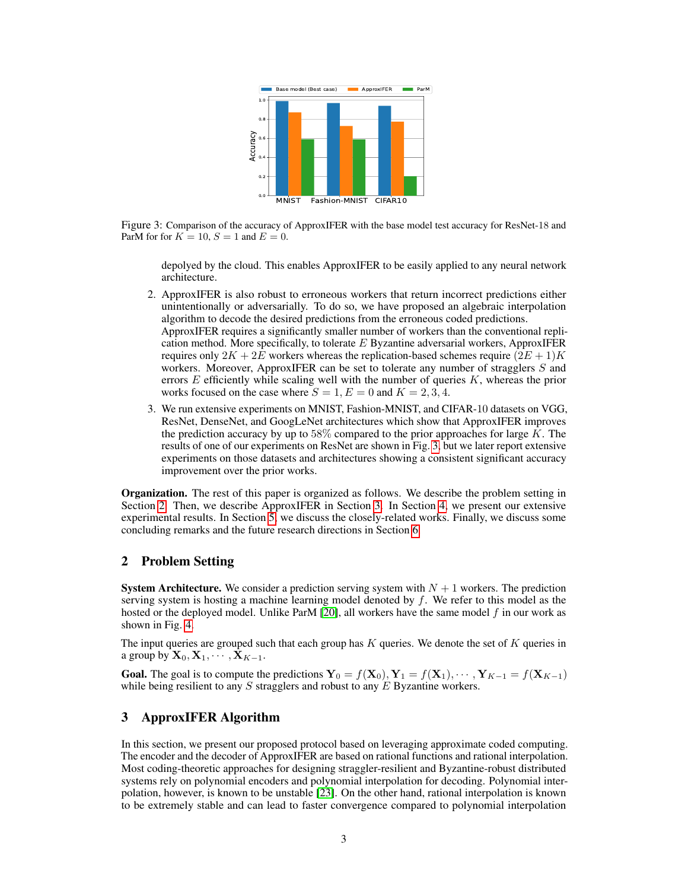Figure 3: Comparison of the accuracy of ApproxIFER with the base model test accuracy for ResNet-18 and ParM for for $K = 10$, $S = 1$ and $E = 0$.

depolyed by the cloud. This enables ApproxIFER to be easily applied to any neural network architecture.

2. ApproxIFER is also robust to erroneous workers that return incorrect predictions either unintentionally or adversarially. To do so, we have proposed an algebraic interpolation algorithm to decode the desired predictions from the erroneous coded predictions. ApproxIFER requires a significantly smaller number of workers than the conventional replication method. More specifically, to tolerate $E$ Byzantine adversarial workers, ApproxIFER requires only $2K + 2E$ workers whereas the replication-based schemes require $(2E + 1)K$ workers. Moreover, ApproxIFER can be set to tolerate any number of stragglers $S$ and errors $E$ efficiently while scaling well with the number of queries $K$, whereas the prior works focused on the case where $S = 1, E = 0$ and $K = 2, 3, 4$.

3. We run extensive experiments on MNIST, Fashion-MNIST, and CIFAR-10 datasets on VGG, ResNet, DenseNet, and GoogLeNet architectures which show that ApproxIFER improves the prediction accuracy by up to $58\%$ compared to the prior approaches for large $K$. The results of one of our experiments on ResNet are shown in Fig. 3, but we later report extensive experiments on those datasets and architectures showing a consistent significant accuracy improvement over the prior works.

**Organization.** The rest of this paper is organized as follows. We describe the problem setting in Section 2. Then, we describe ApproxIFER in Section 3. In Section 4, we present our extensive experimental results. In Section 5, we discuss the closely-related works. Finally, we discuss some concluding remarks and the future research directions in Section 6.

## 2 Problem Setting

**System Architecture.** We consider a prediction serving system with $N + 1$ workers. The prediction serving system is hosting a machine learning model denoted by $f$. We refer to this model as the hosted or the deployed model. Unlike ParM [20], all workers have the same model $f$ in our work as shown in Fig. 4.

The input queries are grouped such that each group has $K$ queries. We denote the set of $K$ queries in a group by $\mathbf{X}_0, \mathbf{X}_1, \cdots, \mathbf{X}_{K-1}$.

**Goal.** The goal is to compute the predictions $\mathbf{Y}_0 = f(\mathbf{X}_0), \mathbf{Y}_1 = f(\mathbf{X}_1), \cdots, \mathbf{Y}_{K-1} = f(\mathbf{X}_{K-1})$ while being resilient to any $S$ stragglers and robust to any $E$ Byzantine workers.

## 3 ApproxIFER Algorithm

In this section, we present our proposed protocol based on leveraging approximate coded computing. The encoder and the decoder of ApproxIFER are based on rational functions and rational interpolation. Most coding-theoretic approaches for designing straggler-resilient and Byzantine-robust distributed systems rely on polynomial encoders and polynomial interpolation for decoding. Polynomial interpolation, however, is known to be unstable [23]. On the other hand, rational interpolation is known to be extremely stable and can lead to faster convergence compared to polynomial interpolation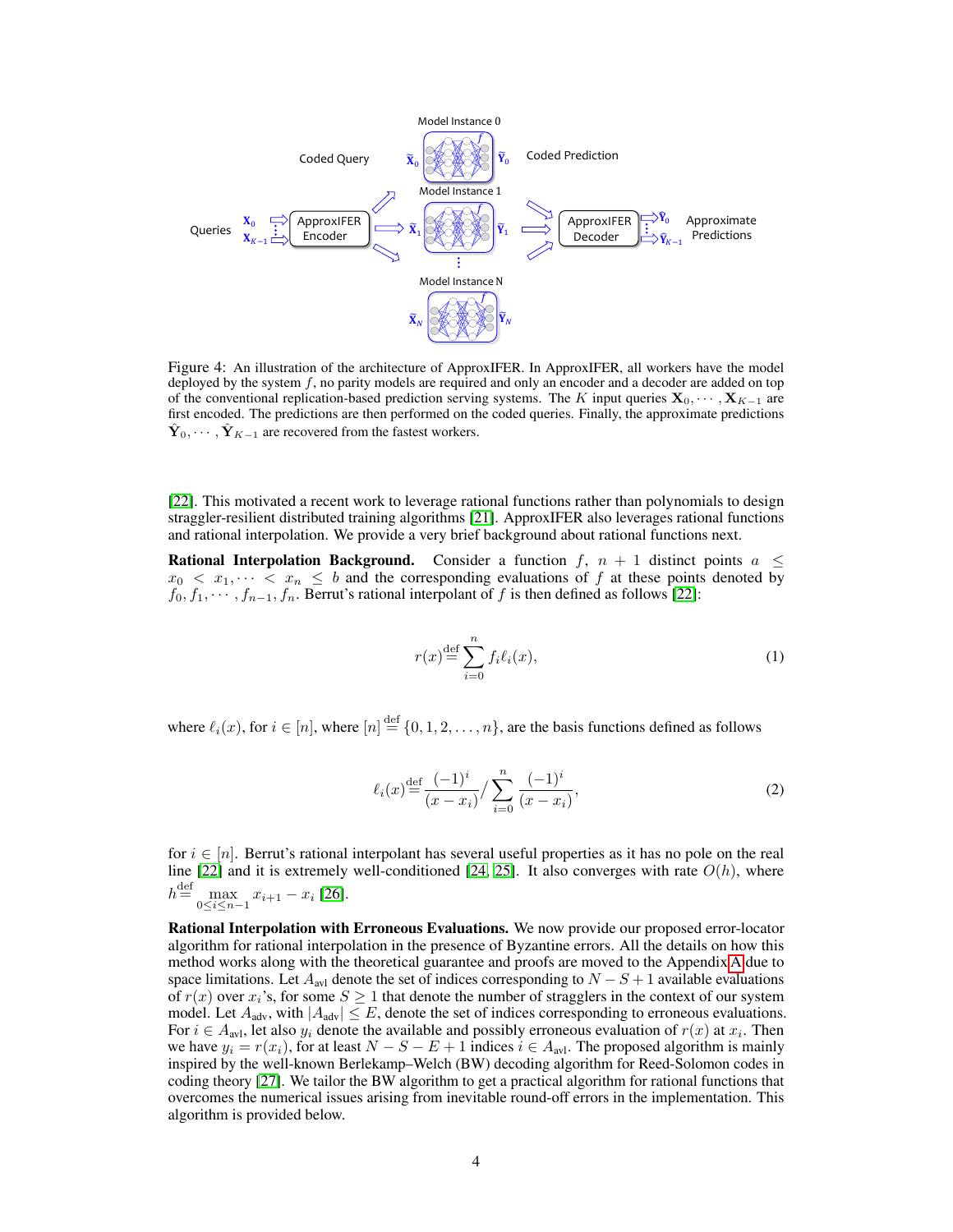Figure 4: An illustration of the architecture of ApproxIFER. In ApproxIFER, all workers have the model deployed by the system $f$, no parity models are required and only an encoder and a decoder are added on top of the conventional replication-based prediction serving systems. The $K$ input queries $\mathbf{X}_0, \cdots, \mathbf{X}_{K-1}$ are first encoded. The predictions are then performed on the coded queries. Finally, the approximate predictions $\hat{\mathbf{Y}}_0, \cdots, \hat{\mathbf{Y}}_{K-1}$ are recovered from the fastest workers.

[22]. This motivated a recent work to leverage rational functions rather than polynomials to design straggler-resilient distributed training algorithms [21]. ApproxIFER also leverages rational functions and rational interpolation. We provide a very brief background about rational functions next.

**Rational Interpolation Background.** Consider a function $f$, $n+1$ distinct points $a \leq x_0 < x_1, \cdots < x_n \leq b$ and the corresponding evaluations of $f$ at these points denoted by $f_0, f_1, \cdots, f_{n-1}, f_n$. Berrut's rational interpolant of $f$ is then defined as follows [22]:

$$r(x) \stackrel{\text{def}}{=} \sum_{i=0}^{n} f_i \ell_i(x), \tag{1}$$

where $\ell_i(x)$, for $i \in [n]$, where $[n] \stackrel{\text{def}}{=} \{0, 1, 2, \ldots, n\}$, are the basis functions defined as follows

$$\ell_i(x) \stackrel{\text{def}}{=} \frac{(-1)^i}{(x - x_i)} \Big/ \sum_{i=0}^{n} \frac{(-1)^i}{(x - x_i)}, \tag{2}$$

for $i \in [n]$. Berrut's rational interpolant has several useful properties as it has no pole on the real line [22] and it is extremely well-conditioned [24, 25]. It also converges with rate $O(h)$, where $h \stackrel{\text{def}}{=} \max_{0 \leq i \leq n-1} x_{i+1} - x_i$ [26].

**Rational Interpolation with Erroneous Evaluations.** We now provide our proposed error-locator algorithm for rational interpolation in the presence of Byzantine errors. All the details on how this method works along with the theoretical guarantee and proofs are moved to the Appendix A due to space limitations. Let $A_{\text{avl}}$ denote the set of indices corresponding to $N - S + 1$ available evaluations of $r(x)$ over $x_i$'s, for some $S \geq 1$ that denote the number of stragglers in the context of our system model. Let $A_{\text{adv}}$, with $|A_{\text{adv}}| \leq E$, denote the set of indices corresponding to erroneous evaluations. For $i \in A_{\text{avl}}$, let also $y_i$ denote the available and possibly erroneous evaluation of $r(x)$ at $x_i$. Then we have $y_i = r(x_i)$, for at least $N - S - E + 1$ indices $i \in A_{\text{avl}}$. The proposed algorithm is mainly inspired by the well-known Berlekamp–Welch (BW) decoding algorithm for Reed-Solomon codes in coding theory [27]. We tailor the BW algorithm to get a practical algorithm for rational functions that overcomes the numerical issues arising from inevitable round-off errors in the implementation. This algorithm is provided below.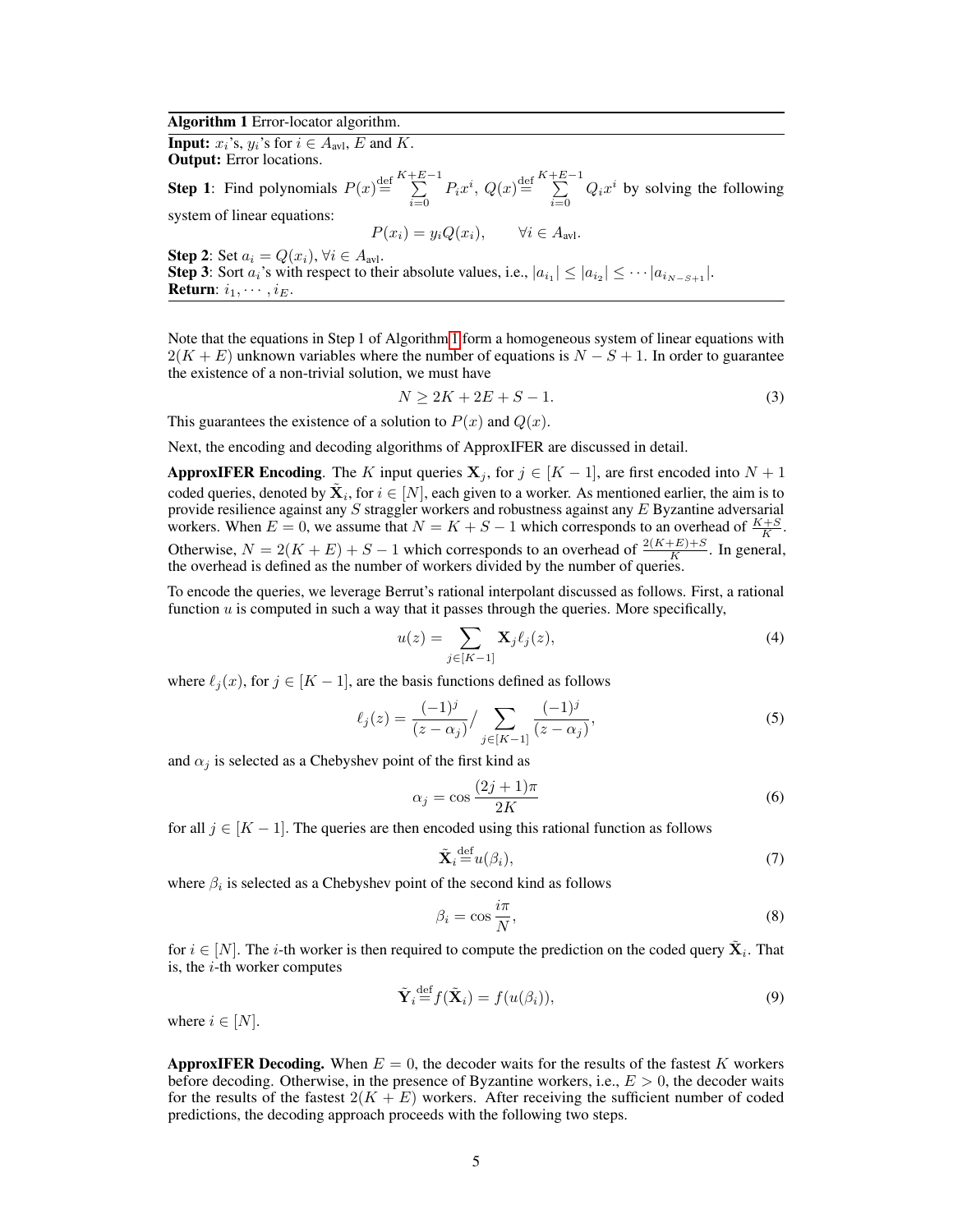**Algorithm 1** Error-locator algorithm.

**Input:** $x_i$'s, $y_i$'s for $i \in A_{\text{avl}}$, $E$ and $K$.
**Output:** Error locations.

**Step 1**: Find polynomials $P(x) \overset{\text{def}}{=} \sum_{i=0}^{K+E-1} P_i x^i$, $Q(x) \overset{\text{def}}{=} \sum_{i=0}^{K+E-1} Q_i x^i$ by solving the following system of linear equations:

$$P(x_i) = y_i Q(x_i), \qquad \forall i \in A_{\text{avl}}.$$

**Step 2**: Set $a_i = Q(x_i)$, $\forall i \in A_{\text{avl}}$.
**Step 3**: Sort $a_i$'s with respect to their absolute values, i.e., $|a_{i_1}| \leq |a_{i_2}| \leq \cdots |a_{i_{N-S+1}}|$.
**Return**: $i_1, \cdots, i_E$.

Note that the equations in Step 1 of Algorithm 1 form a homogeneous system of linear equations with $2(K+E)$ unknown variables where the number of equations is $N - S + 1$. In order to guarantee the existence of a non-trivial solution, we must have

$$N \geq 2K + 2E + S - 1. \tag{3}$$

This guarantees the existence of a solution to $P(x)$ and $Q(x)$.

Next, the encoding and decoding algorithms of ApproxIFER are discussed in detail.

**ApproxIFER Encoding**. The $K$ input queries $\mathbf{X}_j$, for $j \in [K-1]$, are first encoded into $N+1$ coded queries, denoted by $\tilde{\mathbf{X}}_i$, for $i \in [N]$, each given to a worker. As mentioned earlier, the aim is to provide resilience against any $S$ straggler workers and robustness against any $E$ Byzantine adversarial workers. When $E = 0$, we assume that $N = K + S - 1$ which corresponds to an overhead of $\frac{K+S}{K}$. Otherwise, $N = 2(K+E) + S - 1$ which corresponds to an overhead of $\frac{2(K+E)+S}{K}$. In general, the overhead is defined as the number of workers divided by the number of queries.

To encode the queries, we leverage Berrut's rational interpolant discussed as follows. First, a rational function $u$ is computed in such a way that it passes through the queries. More specifically,

$$u(z) = \sum_{j \in [K-1]} \mathbf{X}_j \ell_j(z), \tag{4}$$

where $\ell_j(x)$, for $j \in [K-1]$, are the basis functions defined as follows

$$\ell_j(z) = \frac{(-1)^j}{(z - \alpha_j)} \Big/ \sum_{j \in [K-1]} \frac{(-1)^j}{(z - \alpha_j)}, \tag{5}$$

and $\alpha_j$ is selected as a Chebyshev point of the first kind as

$$\alpha_j = \cos \frac{(2j+1)\pi}{2K} \tag{6}$$

for all $j \in [K-1]$. The queries are then encoded using this rational function as follows

$$\tilde{\mathbf{X}}_i \overset{\text{def}}{=} u(\beta_i), \tag{7}$$

where $\beta_i$ is selected as a Chebyshev point of the second kind as follows

$$\beta_i = \cos \frac{i\pi}{N}, \tag{8}$$

for $i \in [N]$. The $i$-th worker is then required to compute the prediction on the coded query $\tilde{\mathbf{X}}_i$. That is, the $i$-th worker computes

$$\tilde{\mathbf{Y}}_i \overset{\text{def}}{=} f(\tilde{\mathbf{X}}_i) = f(u(\beta_i)), \tag{9}$$

where $i \in [N]$.

**ApproxIFER Decoding.** When $E = 0$, the decoder waits for the results of the fastest $K$ workers before decoding. Otherwise, in the presence of Byzantine workers, i.e., $E > 0$, the decoder waits for the results of the fastest $2(K+E)$ workers. After receiving the sufficient number of coded predictions, the decoding approach proceeds with the following two steps.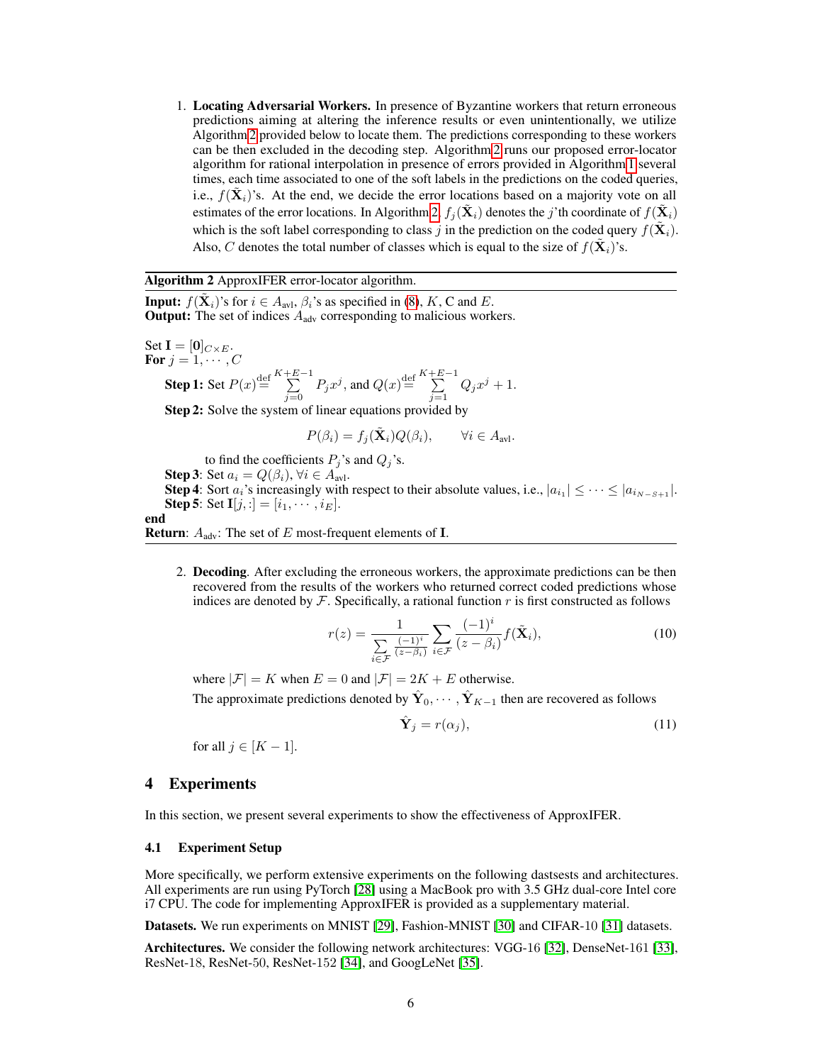1. **Locating Adversarial Workers.** In presence of Byzantine workers that return erroneous predictions aiming at altering the inference results or even unintentionally, we utilize Algorithm 2 provided below to locate them. The predictions corresponding to these workers can be then excluded in the decoding step. Algorithm 2 runs our proposed error-locator algorithm for rational interpolation in presence of errors provided in Algorithm 1 several times, each time associated to one of the soft labels in the predictions on the coded queries, i.e., $f(\tilde{\mathbf{X}}_i)$'s. At the end, we decide the error locations based on a majority vote on all estimates of the error locations. In Algorithm 2, $f_j(\tilde{\mathbf{X}}_i)$ denotes the $j$'th coordinate of $f(\tilde{\mathbf{X}}_i)$ which is the soft label corresponding to class $j$ in the prediction on the coded query $f(\tilde{\mathbf{X}}_i)$. Also, $C$ denotes the total number of classes which is equal to the size of $f(\tilde{\mathbf{X}}_i)$'s.

**Algorithm 2** ApproxIFER error-locator algorithm.

**Input:** $f(\tilde{\mathbf{X}}_i)$'s for $i \in A_{\text{avl}}$, $\beta_i$'s as specified in (8), $K$, C and $E$.
**Output:** The set of indices $A_{\text{adv}}$ corresponding to malicious workers.

Set $\mathbf{I} = [\mathbf{0}]_{C \times E}$.
**For** $j = 1, \cdots, C$

**Step 1:** Set $P(x) \overset{\text{def}}{=} \sum_{j=0}^{K+E-1} P_j x^j$, and $Q(x) \overset{\text{def}}{=} \sum_{j=1}^{K+E-1} Q_j x^j + 1$.

**Step 2:** Solve the system of linear equations provided by

$$P(\beta_i) = f_j(\tilde{\mathbf{X}}_i) Q(\beta_i), \qquad \forall i \in A_{\text{avl}}.$$

to find the coefficients $P_j$'s and $Q_j$'s.

**Step 3**: Set $a_i = Q(\beta_i), \forall i \in A_{\text{avl}}$.

**Step 4**: Sort $a_i$'s increasingly with respect to their absolute values, i.e., $|a_{i_1}| \leq \cdots \leq |a_{i_{N-S+1}}|$.

**Step 5**: Set $\mathbf{I}[j,:] = [i_1, \cdots, i_E]$.

**end**
**Return**: $A_{\text{adv}}$: The set of $E$ most-frequent elements of $\mathbf{I}$.

2. **Decoding**. After excluding the erroneous workers, the approximate predictions can be then recovered from the results of the workers who returned correct coded predictions whose indices are denoted by $\mathcal{F}$. Specifically, a rational function $r$ is first constructed as follows

$$r(z) = \frac{1}{\sum_{i \in \mathcal{F}} \frac{(-1)^i}{(z-\beta_i)}} \sum_{i \in \mathcal{F}} \frac{(-1)^i}{(z - \beta_i)} f(\tilde{\mathbf{X}}_i), \tag{10}$$

where $|\mathcal{F}| = K$ when $E = 0$ and $|\mathcal{F}| = 2K + E$ otherwise.

The approximate predictions denoted by $\hat{\mathbf{Y}}_0, \cdots, \hat{\mathbf{Y}}_{K-1}$ then are recovered as follows

$$\hat{\mathbf{Y}}_j = r(\alpha_j), \tag{11}$$

for all $j \in [K-1]$.

## 4 Experiments

In this section, we present several experiments to show the effectiveness of ApproxIFER.

### 4.1 Experiment Setup

More specifically, we perform extensive experiments on the following dastsests and architectures. All experiments are run using PyTorch [28] using a MacBook pro with 3.5 GHz dual-core Intel core i7 CPU. The code for implementing ApproxIFER is provided as a supplementary material.

**Datasets.** We run experiments on MNIST [29], Fashion-MNIST [30] and CIFAR-10 [31] datasets.

**Architectures.** We consider the following network architectures: VGG-16 [32], DenseNet-161 [33], ResNet-18, ResNet-50, ResNet-152 [34], and GoogLeNet [35].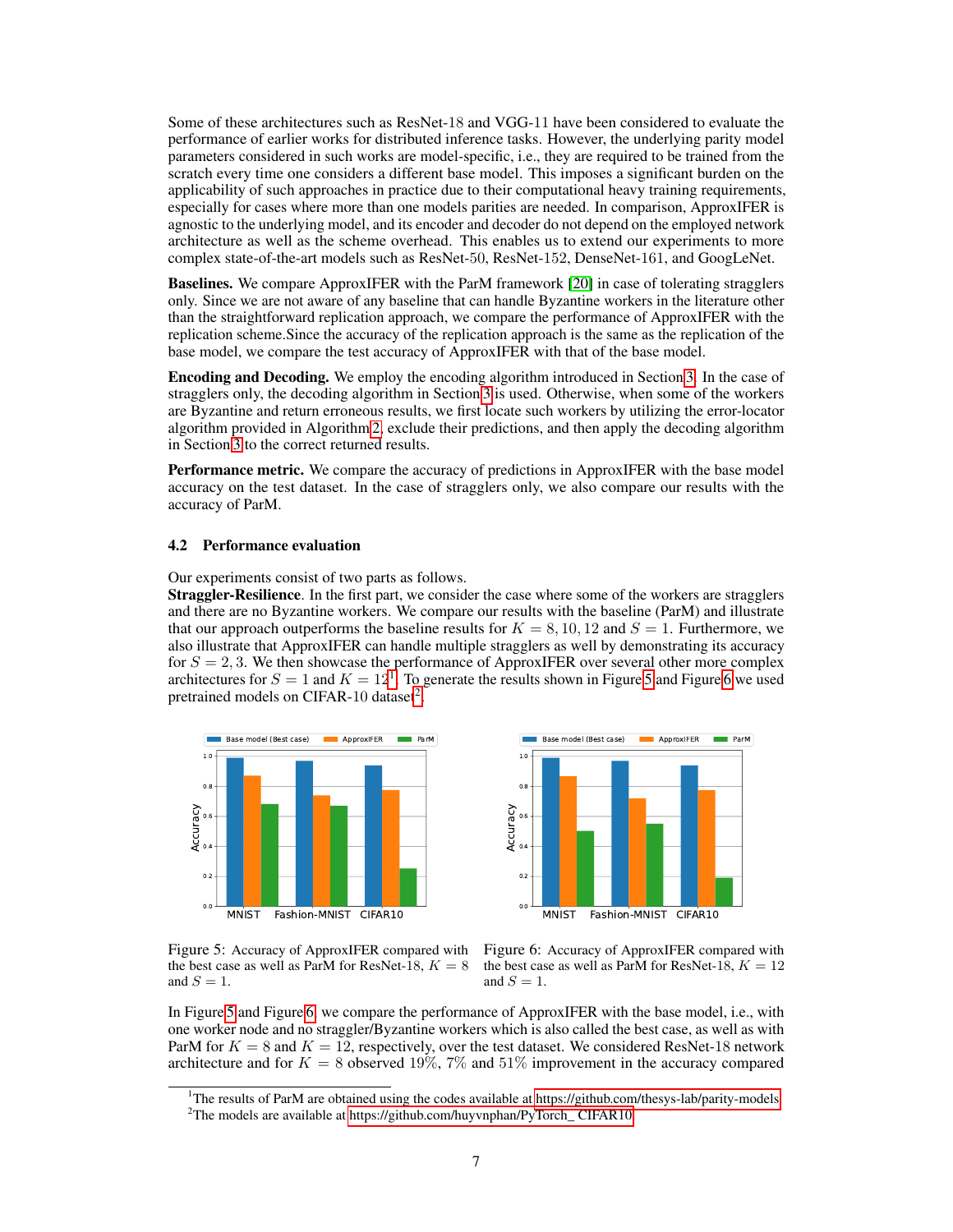Some of these architectures such as ResNet-18 and VGG-11 have been considered to evaluate the performance of earlier works for distributed inference tasks. However, the underlying parity model parameters considered in such works are model-specific, i.e., they are required to be trained from the scratch every time one considers a different base model. This imposes a significant burden on the applicability of such approaches in practice due to their computational heavy training requirements, especially for cases where more than one models parities are needed. In comparison, ApproxIFER is agnostic to the underlying model, and its encoder and decoder do not depend on the employed network architecture as well as the scheme overhead. This enables us to extend our experiments to more complex state-of-the-art models such as ResNet-50, ResNet-152, DenseNet-161, and GoogLeNet.

**Baselines.** We compare ApproxIFER with the ParM framework [20] in case of tolerating stragglers only. Since we are not aware of any baseline that can handle Byzantine workers in the literature other than the straightforward replication approach, we compare the performance of ApproxIFER with the replication scheme.Since the accuracy of the replication approach is the same as the replication of the base model, we compare the test accuracy of ApproxIFER with that of the base model.

**Encoding and Decoding.** We employ the encoding algorithm introduced in Section 3. In the case of stragglers only, the decoding algorithm in Section 3 is used. Otherwise, when some of the workers are Byzantine and return erroneous results, we first locate such workers by utilizing the error-locator algorithm provided in Algorithm 2, exclude their predictions, and then apply the decoding algorithm in Section 3 to the correct returned results.

**Performance metric.** We compare the accuracy of predictions in ApproxIFER with the base model accuracy on the test dataset. In the case of stragglers only, we also compare our results with the accuracy of ParM.

### 4.2 Performance evaluation

Our experiments consist of two parts as follows.
**Straggler-Resilience**. In the first part, we consider the case where some of the workers are stragglers and there are no Byzantine workers. We compare our results with the baseline (ParM) and illustrate that our approach outperforms the baseline results for $K = 8, 10, 12$ and $S = 1$. Furthermore, we also illustrate that ApproxIFER can handle multiple stragglers as well by demonstrating its accuracy for $S = 2, 3$. We then showcase the performance of ApproxIFER over several other more complex architectures for $S = 1$ and $K = 12$[1]. To generate the results shown in Figure 5 and Figure 6 we used pretrained models on CIFAR-10 dataset[2].

Figure 5: Accuracy of ApproxIFER compared with the best case as well as ParM for ResNet-18, $K = 8$ and $S = 1$.

Figure 6: Accuracy of ApproxIFER compared with the best case as well as ParM for ResNet-18, $K = 12$ and $S = 1$.

In Figure 5 and Figure 6, we compare the performance of ApproxIFER with the base model, i.e., with one worker node and no straggler/Byzantine workers which is also called the best case, as well as with ParM for $K = 8$ and $K = 12$, respectively, over the test dataset. We considered ResNet-18 network architecture and for $K = 8$ observed 19%, 7% and 51% improvement in the accuracy compared

[1]The results of ParM are obtained using the codes available at https://github.com/thesys-lab/parity-models

[2]The models are available at https://github.com/huyvnphan/PyTorch_CIFAR10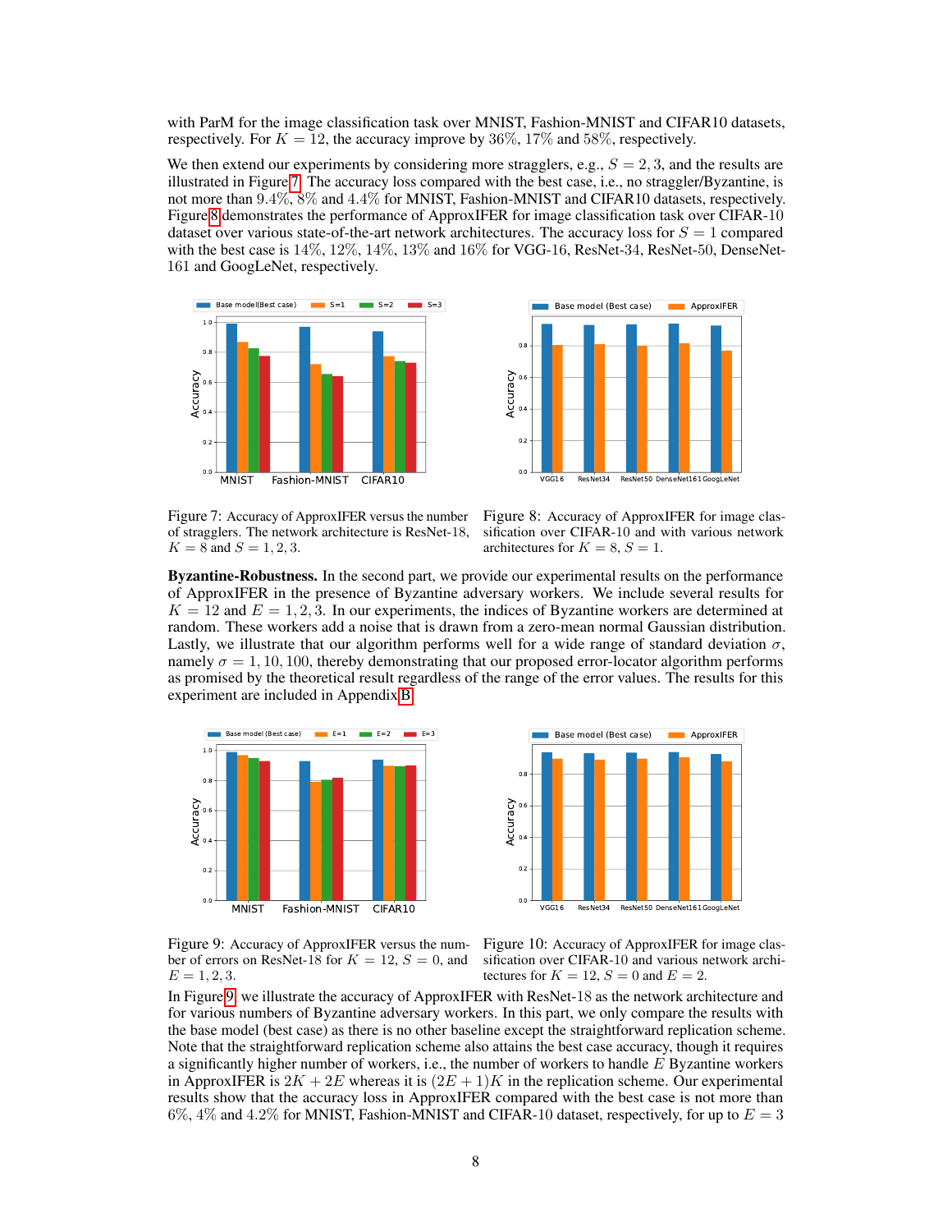with ParM for the image classification task over MNIST, Fashion-MNIST and CIFAR10 datasets, respectively. For $K = 12$, the accuracy improve by 36%, 17% and 58%, respectively.

We then extend our experiments by considering more stragglers, e.g., $S = 2, 3$, and the results are illustrated in Figure 7. The accuracy loss compared with the best case, i.e., no straggler/Byzantine, is not more than 9.4%, 8% and 4.4% for MNIST, Fashion-MNIST and CIFAR10 datasets, respectively. Figure 8 demonstrates the performance of ApproxIFER for image classification task over CIFAR-10 dataset over various state-of-the-art network architectures. The accuracy loss for $S = 1$ compared with the best case is 14%, 12%, 14%, 13% and 16% for VGG-16, ResNet-34, ResNet-50, DenseNet-161 and GoogLeNet, respectively.

Figure 7: Accuracy of ApproxIFER versus the number of stragglers. The network architecture is ResNet-18, $K = 8$ and $S = 1, 2, 3$.

Figure 8: Accuracy of ApproxIFER for image classification over CIFAR-10 and with various network architectures for $K = 8$, $S = 1$.

**Byzantine-Robustness.** In the second part, we provide our experimental results on the performance of ApproxIFER in the presence of Byzantine adversary workers. We include several results for $K = 12$ and $E = 1, 2, 3$. In our experiments, the indices of Byzantine workers are determined at random. These workers add a noise that is drawn from a zero-mean normal Gaussian distribution. Lastly, we illustrate that our algorithm performs well for a wide range of standard deviation $\sigma$, namely $\sigma = 1, 10, 100$, thereby demonstrating that our proposed error-locator algorithm performs as promised by the theoretical result regardless of the range of the error values. The results for this experiment are included in Appendix B.

Figure 9: Accuracy of ApproxIFER versus the number of errors on ResNet-18 for $K = 12$, $S = 0$, and $E = 1, 2, 3$.

Figure 10: Accuracy of ApproxIFER for image classification over CIFAR-10 and various network architectures for $K = 12$, $S = 0$ and $E = 2$.

In Figure 9, we illustrate the accuracy of ApproxIFER with ResNet-18 as the network architecture and for various numbers of Byzantine adversary workers. In this part, we only compare the results with the base model (best case) as there is no other baseline except the straightforward replication scheme. Note that the straightforward replication scheme also attains the best case accuracy, though it requires a significantly higher number of workers, i.e., the number of workers to handle $E$ Byzantine workers in ApproxIFER is $2K + 2E$ whereas it is $(2E + 1)K$ in the replication scheme. Our experimental results show that the accuracy loss in ApproxIFER compared with the best case is not more than 6%, 4% and 4.2% for MNIST, Fashion-MNIST and CIFAR-10 dataset, respectively, for up to $E = 3$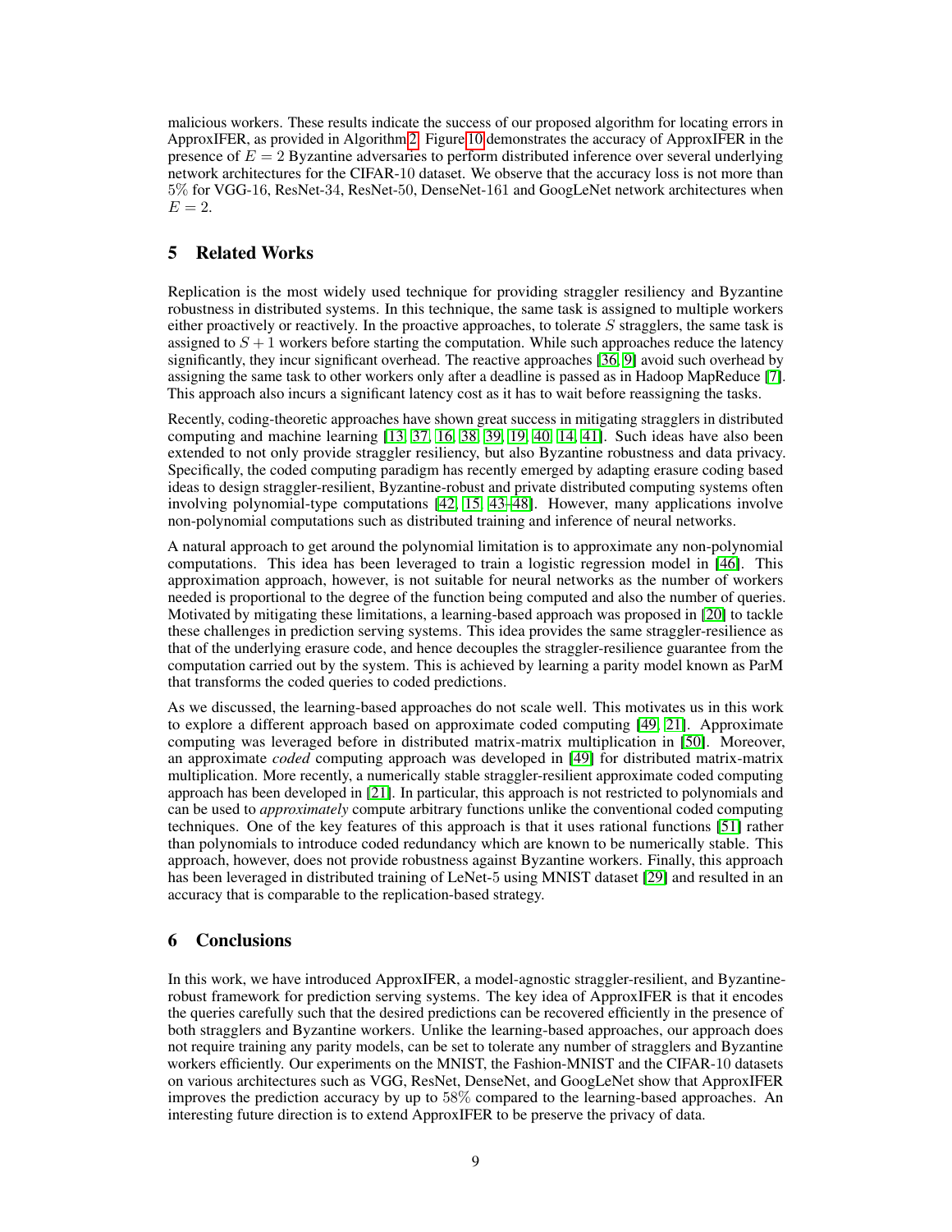malicious workers. These results indicate the success of our proposed algorithm for locating errors in ApproxIFER, as provided in Algorithm 2. Figure 10 demonstrates the accuracy of ApproxIFER in the presence of $E = 2$ Byzantine adversaries to perform distributed inference over several underlying network architectures for the CIFAR-10 dataset. We observe that the accuracy loss is not more than 5% for VGG-16, ResNet-34, ResNet-50, DenseNet-161 and GoogLeNet network architectures when $E = 2$.

## 5 Related Works

Replication is the most widely used technique for providing straggler resiliency and Byzantine robustness in distributed systems. In this technique, the same task is assigned to multiple workers either proactively or reactively. In the proactive approaches, to tolerate $S$ stragglers, the same task is assigned to $S + 1$ workers before starting the computation. While such approaches reduce the latency significantly, they incur significant overhead. The reactive approaches [36, 9] avoid such overhead by assigning the same task to other workers only after a deadline is passed as in Hadoop MapReduce [7]. This approach also incurs a significant latency cost as it has to wait before reassigning the tasks.

Recently, coding-theoretic approaches have shown great success in mitigating stragglers in distributed computing and machine learning [13, 37, 16, 38, 39, 19, 40, 14, 41]. Such ideas have also been extended to not only provide straggler resiliency, but also Byzantine robustness and data privacy. Specifically, the coded computing paradigm has recently emerged by adapting erasure coding based ideas to design straggler-resilient, Byzantine-robust and private distributed computing systems often involving polynomial-type computations [42, 15, 43–48]. However, many applications involve non-polynomial computations such as distributed training and inference of neural networks.

A natural approach to get around the polynomial limitation is to approximate any non-polynomial computations. This idea has been leveraged to train a logistic regression model in [46]. This approximation approach, however, is not suitable for neural networks as the number of workers needed is proportional to the degree of the function being computed and also the number of queries. Motivated by mitigating these limitations, a learning-based approach was proposed in [20] to tackle these challenges in prediction serving systems. This idea provides the same straggler-resilience as that of the underlying erasure code, and hence decouples the straggler-resilience guarantee from the computation carried out by the system. This is achieved by learning a parity model known as ParM that transforms the coded queries to coded predictions.

As we discussed, the learning-based approaches do not scale well. This motivates us in this work to explore a different approach based on approximate coded computing [49, 21]. Approximate computing was leveraged before in distributed matrix-matrix multiplication in [50]. Moreover, an approximate *coded* computing approach was developed in [49] for distributed matrix-matrix multiplication. More recently, a numerically stable straggler-resilient approximate coded computing approach has been developed in [21]. In particular, this approach is not restricted to polynomials and can be used to *approximately* compute arbitrary functions unlike the conventional coded computing techniques. One of the key features of this approach is that it uses rational functions [51] rather than polynomials to introduce coded redundancy which are known to be numerically stable. This approach, however, does not provide robustness against Byzantine workers. Finally, this approach has been leveraged in distributed training of LeNet-5 using MNIST dataset [29] and resulted in an accuracy that is comparable to the replication-based strategy.

## 6 Conclusions

In this work, we have introduced ApproxIFER, a model-agnostic straggler-resilient, and Byzantine-robust framework for prediction serving systems. The key idea of ApproxIFER is that it encodes the queries carefully such that the desired predictions can be recovered efficiently in the presence of both stragglers and Byzantine workers. Unlike the learning-based approaches, our approach does not require training any parity models, can be set to tolerate any number of stragglers and Byzantine workers efficiently. Our experiments on the MNIST, the Fashion-MNIST and the CIFAR-10 datasets on various architectures such as VGG, ResNet, DenseNet, and GoogLeNet show that ApproxIFER improves the prediction accuracy by up to 58% compared to the learning-based approaches. An interesting future direction is to extend ApproxIFER to be preserve the privacy of data.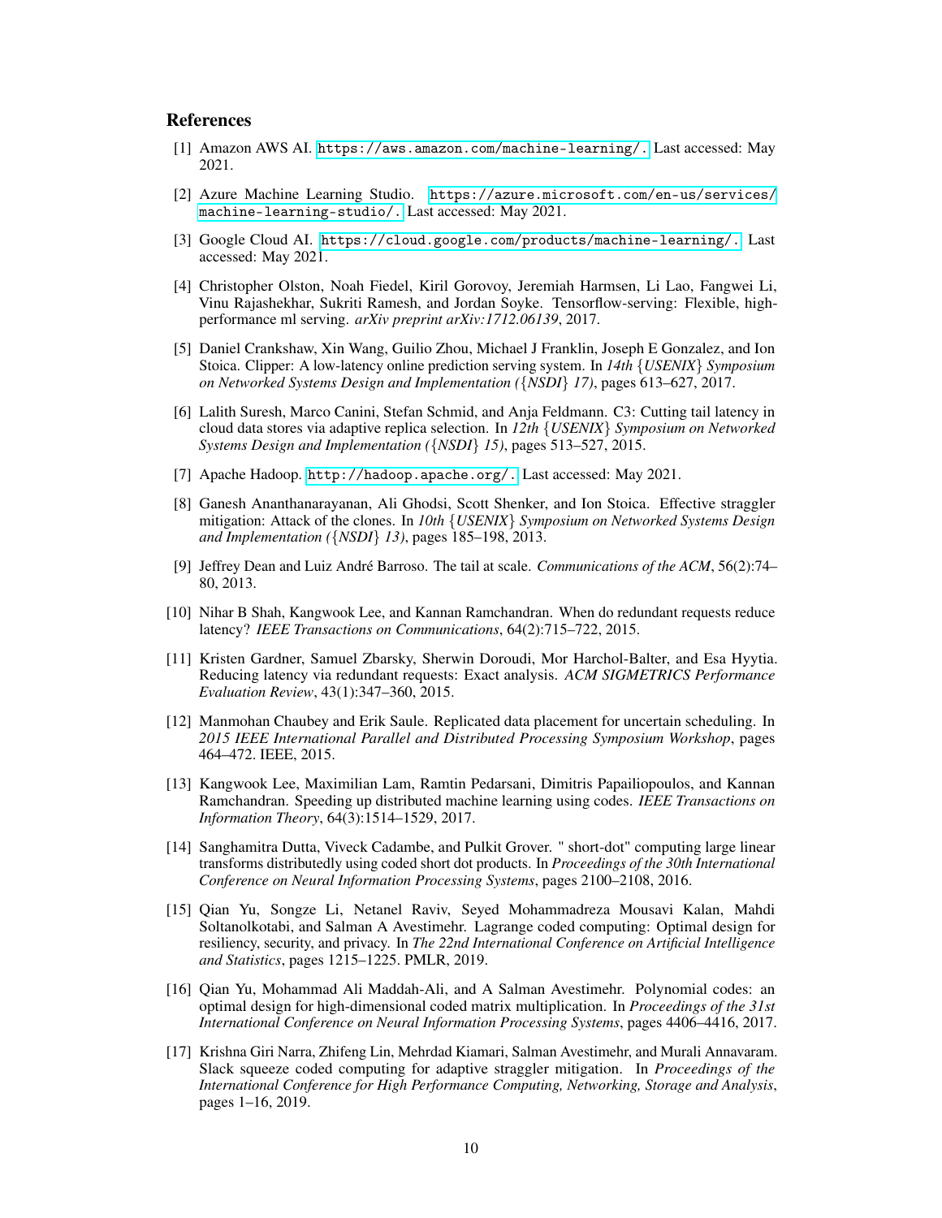## References

[1] Amazon AWS AI. https://aws.amazon.com/machine-learning/. Last accessed: May 2021.

[2] Azure Machine Learning Studio. https://azure.microsoft.com/en-us/services/machine-learning-studio/. Last accessed: May 2021.

[3] Google Cloud AI. https://cloud.google.com/products/machine-learning/. Last accessed: May 2021.

[4] Christopher Olston, Noah Fiedel, Kiril Gorovoy, Jeremiah Harmsen, Li Lao, Fangwei Li, Vinu Rajashekhar, Sukriti Ramesh, and Jordan Soyke. Tensorflow-serving: Flexible, high-performance ml serving. *arXiv preprint arXiv:1712.06139*, 2017.

[5] Daniel Crankshaw, Xin Wang, Guilio Zhou, Michael J Franklin, Joseph E Gonzalez, and Ion Stoica. Clipper: A low-latency online prediction serving system. In *14th {USENIX} Symposium on Networked Systems Design and Implementation ({NSDI} 17)*, pages 613–627, 2017.

[6] Lalith Suresh, Marco Canini, Stefan Schmid, and Anja Feldmann. C3: Cutting tail latency in cloud data stores via adaptive replica selection. In *12th {USENIX} Symposium on Networked Systems Design and Implementation ({NSDI} 15)*, pages 513–527, 2015.

[7] Apache Hadoop. http://hadoop.apache.org/. Last accessed: May 2021.

[8] Ganesh Ananthanarayanan, Ali Ghodsi, Scott Shenker, and Ion Stoica. Effective straggler mitigation: Attack of the clones. In *10th {USENIX} Symposium on Networked Systems Design and Implementation ({NSDI} 13)*, pages 185–198, 2013.

[9] Jeffrey Dean and Luiz André Barroso. The tail at scale. *Communications of the ACM*, 56(2):74–80, 2013.

[10] Nihar B Shah, Kangwook Lee, and Kannan Ramchandran. When do redundant requests reduce latency? *IEEE Transactions on Communications*, 64(2):715–722, 2015.

[11] Kristen Gardner, Samuel Zbarsky, Sherwin Doroudi, Mor Harchol-Balter, and Esa Hyytia. Reducing latency via redundant requests: Exact analysis. *ACM SIGMETRICS Performance Evaluation Review*, 43(1):347–360, 2015.

[12] Manmohan Chaubey and Erik Saule. Replicated data placement for uncertain scheduling. In *2015 IEEE International Parallel and Distributed Processing Symposium Workshop*, pages 464–472. IEEE, 2015.

[13] Kangwook Lee, Maximilian Lam, Ramtin Pedarsani, Dimitris Papailiopoulos, and Kannan Ramchandran. Speeding up distributed machine learning using codes. *IEEE Transactions on Information Theory*, 64(3):1514–1529, 2017.

[14] Sanghamitra Dutta, Viveck Cadambe, and Pulkit Grover. " short-dot" computing large linear transforms distributedly using coded short dot products. In *Proceedings of the 30th International Conference on Neural Information Processing Systems*, pages 2100–2108, 2016.

[15] Qian Yu, Songze Li, Netanel Raviv, Seyed Mohammadreza Mousavi Kalan, Mahdi Soltanolkotabi, and Salman A Avestimehr. Lagrange coded computing: Optimal design for resiliency, security, and privacy. In *The 22nd International Conference on Artificial Intelligence and Statistics*, pages 1215–1225. PMLR, 2019.

[16] Qian Yu, Mohammad Ali Maddah-Ali, and A Salman Avestimehr. Polynomial codes: an optimal design for high-dimensional coded matrix multiplication. In *Proceedings of the 31st International Conference on Neural Information Processing Systems*, pages 4406–4416, 2017.

[17] Krishna Giri Narra, Zhifeng Lin, Mehrdad Kiamari, Salman Avestimehr, and Murali Annavaram. Slack squeeze coded computing for adaptive straggler mitigation. In *Proceedings of the International Conference for High Performance Computing, Networking, Storage and Analysis*, pages 1–16, 2019.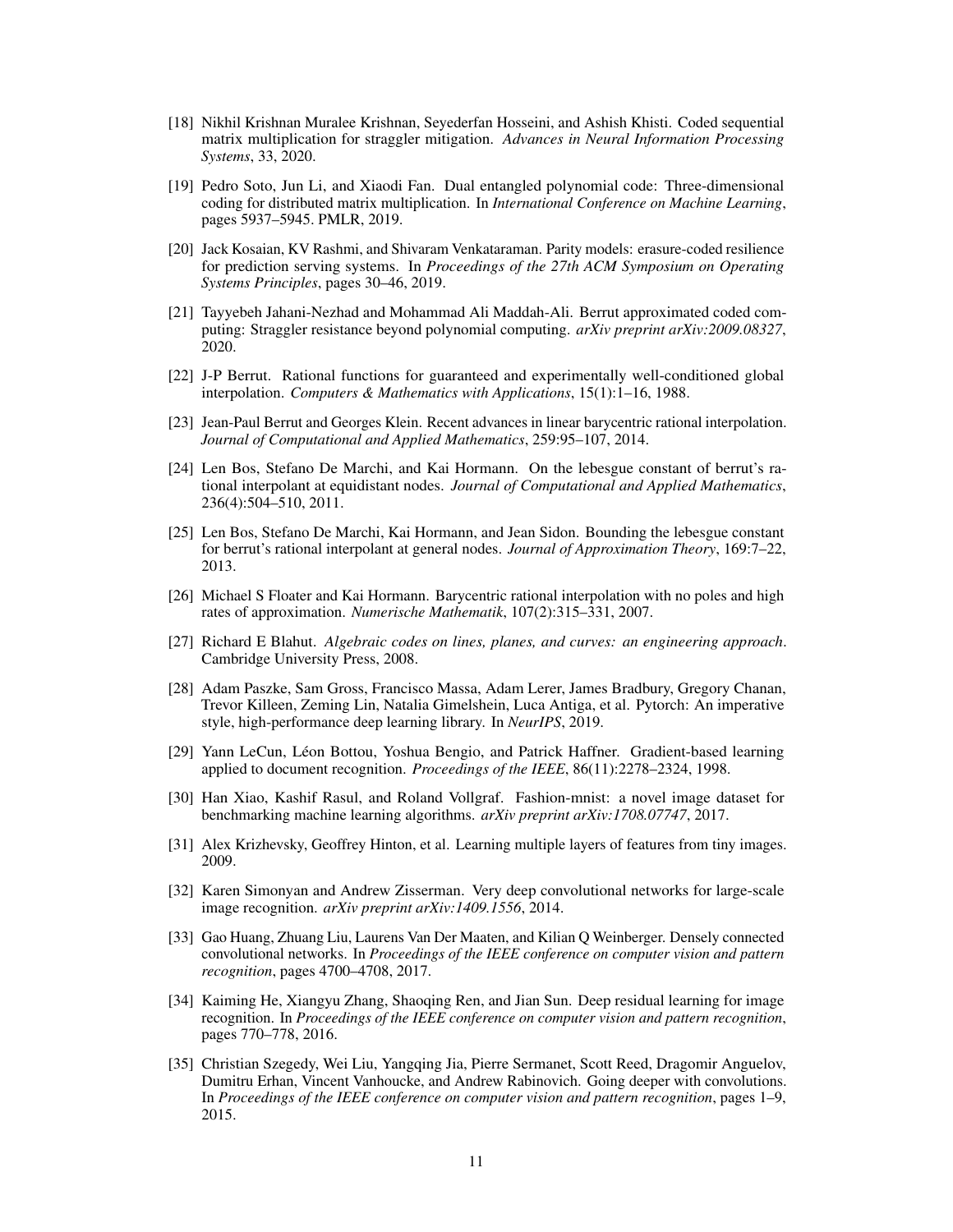[18] Nikhil Krishnan Muralee Krishnan, Seyederfan Hosseini, and Ashish Khisti. Coded sequential matrix multiplication for straggler mitigation. *Advances in Neural Information Processing Systems*, 33, 2020.

[19] Pedro Soto, Jun Li, and Xiaodi Fan. Dual entangled polynomial code: Three-dimensional coding for distributed matrix multiplication. In *International Conference on Machine Learning*, pages 5937–5945. PMLR, 2019.

[20] Jack Kosaian, KV Rashmi, and Shivaram Venkataraman. Parity models: erasure-coded resilience for prediction serving systems. In *Proceedings of the 27th ACM Symposium on Operating Systems Principles*, pages 30–46, 2019.

[21] Tayyebeh Jahani-Nezhad and Mohammad Ali Maddah-Ali. Berrut approximated coded computing: Straggler resistance beyond polynomial computing. *arXiv preprint arXiv:2009.08327*, 2020.

[22] J-P Berrut. Rational functions for guaranteed and experimentally well-conditioned global interpolation. *Computers & Mathematics with Applications*, 15(1):1–16, 1988.

[23] Jean-Paul Berrut and Georges Klein. Recent advances in linear barycentric rational interpolation. *Journal of Computational and Applied Mathematics*, 259:95–107, 2014.

[24] Len Bos, Stefano De Marchi, and Kai Hormann. On the lebesgue constant of berrut's rational interpolant at equidistant nodes. *Journal of Computational and Applied Mathematics*, 236(4):504–510, 2011.

[25] Len Bos, Stefano De Marchi, Kai Hormann, and Jean Sidon. Bounding the lebesgue constant for berrut's rational interpolant at general nodes. *Journal of Approximation Theory*, 169:7–22, 2013.

[26] Michael S Floater and Kai Hormann. Barycentric rational interpolation with no poles and high rates of approximation. *Numerische Mathematik*, 107(2):315–331, 2007.

[27] Richard E Blahut. *Algebraic codes on lines, planes, and curves: an engineering approach*. Cambridge University Press, 2008.

[28] Adam Paszke, Sam Gross, Francisco Massa, Adam Lerer, James Bradbury, Gregory Chanan, Trevor Killeen, Zeming Lin, Natalia Gimelshein, Luca Antiga, et al. Pytorch: An imperative style, high-performance deep learning library. In *NeurIPS*, 2019.

[29] Yann LeCun, Léon Bottou, Yoshua Bengio, and Patrick Haffner. Gradient-based learning applied to document recognition. *Proceedings of the IEEE*, 86(11):2278–2324, 1998.

[30] Han Xiao, Kashif Rasul, and Roland Vollgraf. Fashion-mnist: a novel image dataset for benchmarking machine learning algorithms. *arXiv preprint arXiv:1708.07747*, 2017.

[31] Alex Krizhevsky, Geoffrey Hinton, et al. Learning multiple layers of features from tiny images. 2009.

[32] Karen Simonyan and Andrew Zisserman. Very deep convolutional networks for large-scale image recognition. *arXiv preprint arXiv:1409.1556*, 2014.

[33] Gao Huang, Zhuang Liu, Laurens Van Der Maaten, and Kilian Q Weinberger. Densely connected convolutional networks. In *Proceedings of the IEEE conference on computer vision and pattern recognition*, pages 4700–4708, 2017.

[34] Kaiming He, Xiangyu Zhang, Shaoqing Ren, and Jian Sun. Deep residual learning for image recognition. In *Proceedings of the IEEE conference on computer vision and pattern recognition*, pages 770–778, 2016.

[35] Christian Szegedy, Wei Liu, Yangqing Jia, Pierre Sermanet, Scott Reed, Dragomir Anguelov, Dumitru Erhan, Vincent Vanhoucke, and Andrew Rabinovich. Going deeper with convolutions. In *Proceedings of the IEEE conference on computer vision and pattern recognition*, pages 1–9, 2015.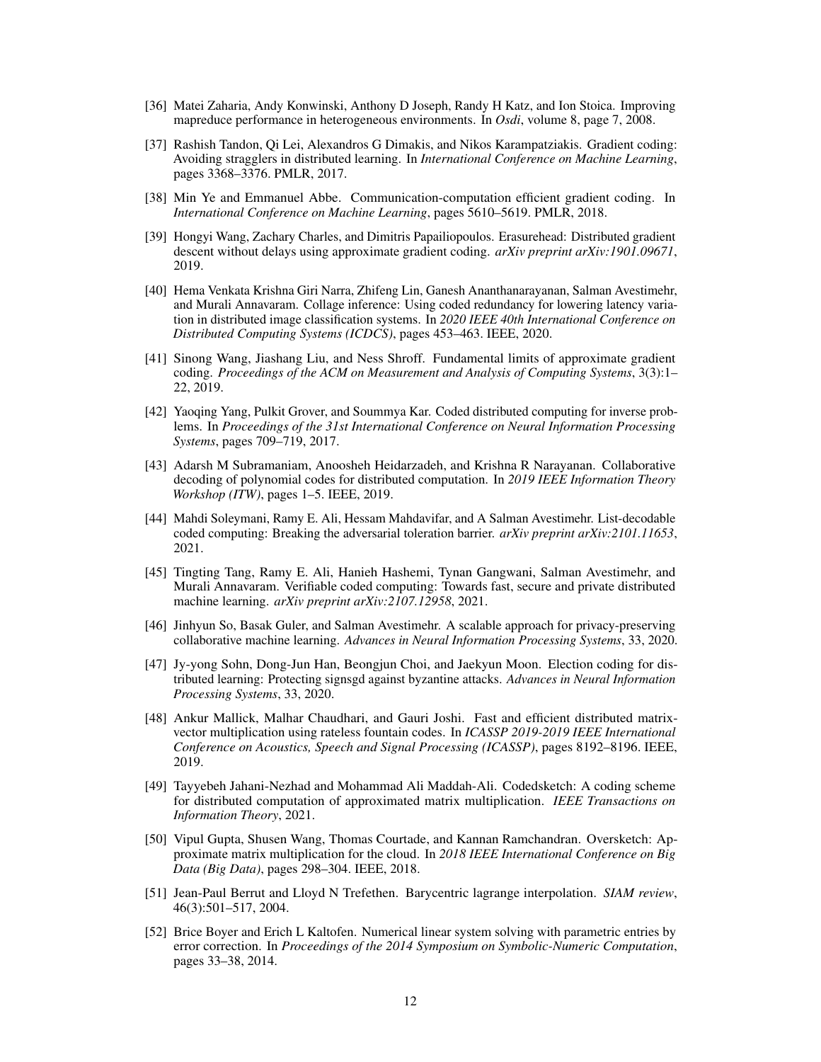[36] Matei Zaharia, Andy Konwinski, Anthony D Joseph, Randy H Katz, and Ion Stoica. Improving mapreduce performance in heterogeneous environments. In *Osdi*, volume 8, page 7, 2008.

[37] Rashish Tandon, Qi Lei, Alexandros G Dimakis, and Nikos Karampatziakis. Gradient coding: Avoiding stragglers in distributed learning. In *International Conference on Machine Learning*, pages 3368–3376. PMLR, 2017.

[38] Min Ye and Emmanuel Abbe. Communication-computation efficient gradient coding. In *International Conference on Machine Learning*, pages 5610–5619. PMLR, 2018.

[39] Hongyi Wang, Zachary Charles, and Dimitris Papailiopoulos. Erasurehead: Distributed gradient descent without delays using approximate gradient coding. *arXiv preprint arXiv:1901.09671*, 2019.

[40] Hema Venkata Krishna Giri Narra, Zhifeng Lin, Ganesh Ananthanarayanan, Salman Avestimehr, and Murali Annavaram. Collage inference: Using coded redundancy for lowering latency variation in distributed image classification systems. In *2020 IEEE 40th International Conference on Distributed Computing Systems (ICDCS)*, pages 453–463. IEEE, 2020.

[41] Sinong Wang, Jiashang Liu, and Ness Shroff. Fundamental limits of approximate gradient coding. *Proceedings of the ACM on Measurement and Analysis of Computing Systems*, 3(3):1–22, 2019.

[42] Yaoqing Yang, Pulkit Grover, and Soummya Kar. Coded distributed computing for inverse problems. In *Proceedings of the 31st International Conference on Neural Information Processing Systems*, pages 709–719, 2017.

[43] Adarsh M Subramaniam, Anoosheh Heidarzadeh, and Krishna R Narayanan. Collaborative decoding of polynomial codes for distributed computation. In *2019 IEEE Information Theory Workshop (ITW)*, pages 1–5. IEEE, 2019.

[44] Mahdi Soleymani, Ramy E. Ali, Hessam Mahdavifar, and A Salman Avestimehr. List-decodable coded computing: Breaking the adversarial toleration barrier. *arXiv preprint arXiv:2101.11653*, 2021.

[45] Tingting Tang, Ramy E. Ali, Hanieh Hashemi, Tynan Gangwani, Salman Avestimehr, and Murali Annavaram. Verifiable coded computing: Towards fast, secure and private distributed machine learning. *arXiv preprint arXiv:2107.12958*, 2021.

[46] Jinhyun So, Basak Guler, and Salman Avestimehr. A scalable approach for privacy-preserving collaborative machine learning. *Advances in Neural Information Processing Systems*, 33, 2020.

[47] Jy-yong Sohn, Dong-Jun Han, Beongjun Choi, and Jaekyun Moon. Election coding for distributed learning: Protecting signsgd against byzantine attacks. *Advances in Neural Information Processing Systems*, 33, 2020.

[48] Ankur Mallick, Malhar Chaudhari, and Gauri Joshi. Fast and efficient distributed matrix-vector multiplication using rateless fountain codes. In *ICASSP 2019-2019 IEEE International Conference on Acoustics, Speech and Signal Processing (ICASSP)*, pages 8192–8196. IEEE, 2019.

[49] Tayyebeh Jahani-Nezhad and Mohammad Ali Maddah-Ali. Codedsketch: A coding scheme for distributed computation of approximated matrix multiplication. *IEEE Transactions on Information Theory*, 2021.

[50] Vipul Gupta, Shusen Wang, Thomas Courtade, and Kannan Ramchandran. Oversketch: Approximate matrix multiplication for the cloud. In *2018 IEEE International Conference on Big Data (Big Data)*, pages 298–304. IEEE, 2018.

[51] Jean-Paul Berrut and Lloyd N Trefethen. Barycentric lagrange interpolation. *SIAM review*, 46(3):501–517, 2004.

[52] Brice Boyer and Erich L Kaltofen. Numerical linear system solving with parametric entries by error correction. In *Proceedings of the 2014 Symposium on Symbolic-Numeric Computation*, pages 33–38, 2014.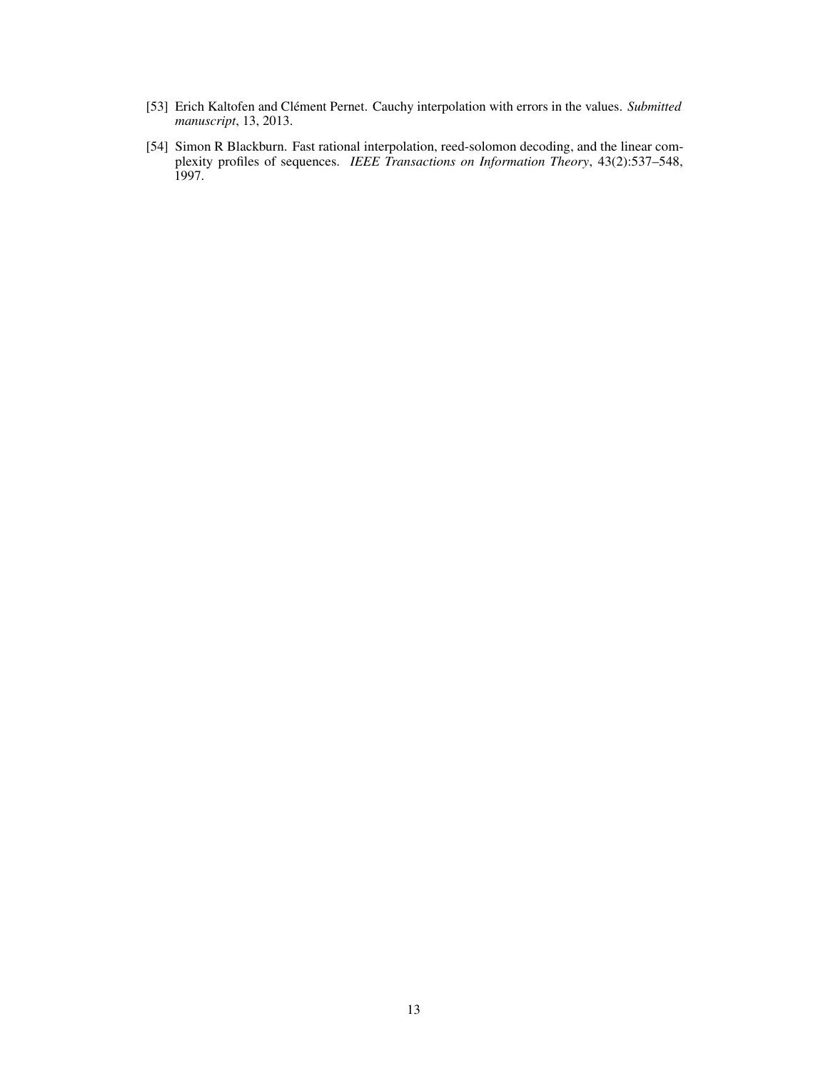[53] Erich Kaltofen and Clément Pernet. Cauchy interpolation with errors in the values. *Submitted manuscript*, 13, 2013.

[54] Simon R Blackburn. Fast rational interpolation, reed-solomon decoding, and the linear complexity profiles of sequences. *IEEE Transactions on Information Theory*, 43(2):537–548, 1997.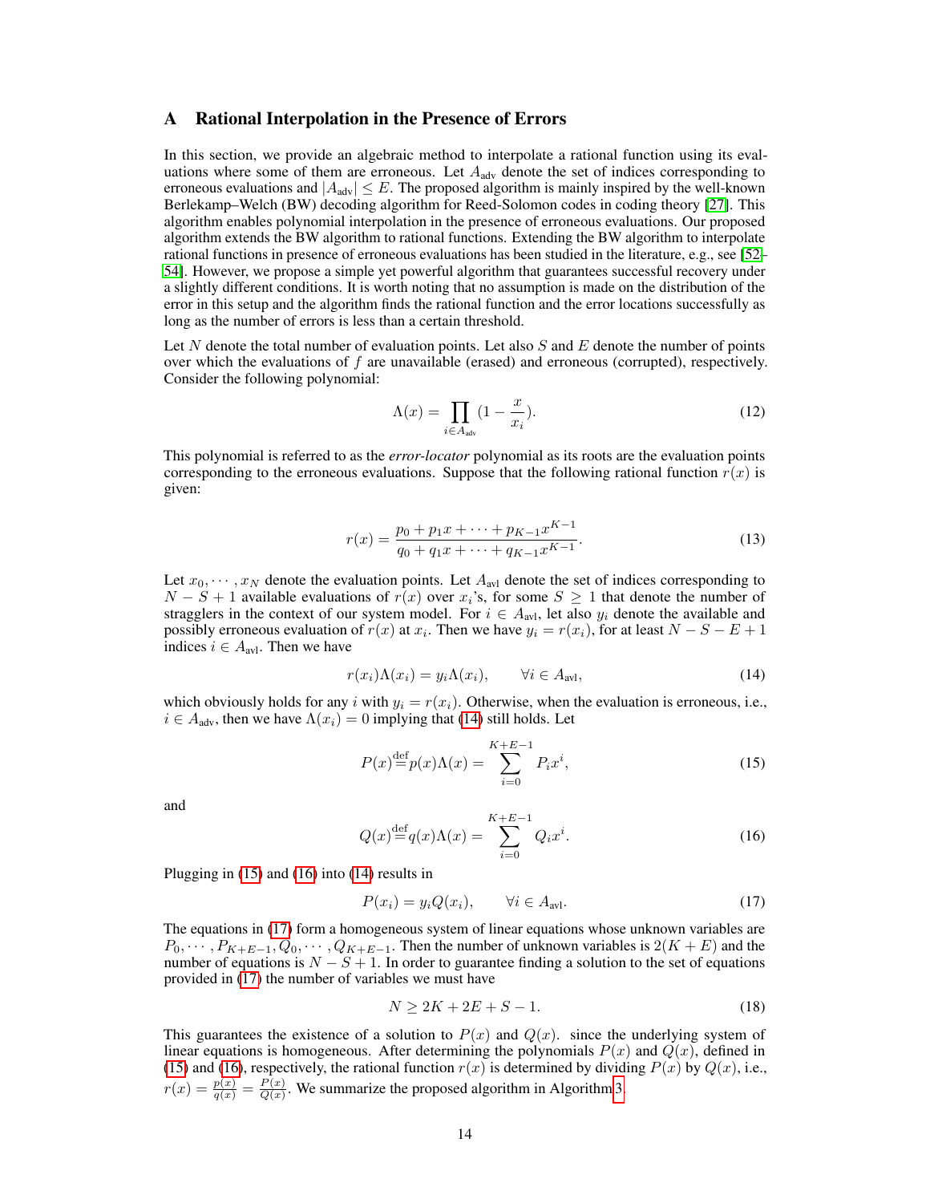## A Rational Interpolation in the Presence of Errors

In this section, we provide an algebraic method to interpolate a rational function using its evaluations where some of them are erroneous. Let $A_{\text{adv}}$ denote the set of indices corresponding to erroneous evaluations and $|A_{\text{adv}}| \leq E$. The proposed algorithm is mainly inspired by the well-known Berlekamp–Welch (BW) decoding algorithm for Reed-Solomon codes in coding theory [27]. This algorithm enables polynomial interpolation in the presence of erroneous evaluations. Our proposed algorithm extends the BW algorithm to rational functions. Extending the BW algorithm to interpolate rational functions in presence of erroneous evaluations has been studied in the literature, e.g., see [52–54]. However, we propose a simple yet powerful algorithm that guarantees successful recovery under a slightly different conditions. It is worth noting that no assumption is made on the distribution of the error in this setup and the algorithm finds the rational function and the error locations successfully as long as the number of errors is less than a certain threshold.

Let $N$ denote the total number of evaluation points. Let also $S$ and $E$ denote the number of points over which the evaluations of $f$ are unavailable (erased) and erroneous (corrupted), respectively. Consider the following polynomial:

$$\Lambda(x) = \prod_{i \in A_{\text{adv}}} (1 - \frac{x}{x_i}). \tag{12}$$

This polynomial is referred to as the *error-locator* polynomial as its roots are the evaluation points corresponding to the erroneous evaluations. Suppose that the following rational function $r(x)$ is given:

$$r(x) = \frac{p_0 + p_1 x + \cdots + p_{K-1} x^{K-1}}{q_0 + q_1 x + \cdots + q_{K-1} x^{K-1}}. \tag{13}$$

Let $x_0, \cdots, x_N$ denote the evaluation points. Let $A_{\text{avl}}$ denote the set of indices corresponding to $N - S + 1$ available evaluations of $r(x)$ over $x_i$'s, for some $S \geq 1$ that denote the number of stragglers in the context of our system model. For $i \in A_{\text{avl}}$, let also $y_i$ denote the available and possibly erroneous evaluation of $r(x)$ at $x_i$. Then we have $y_i = r(x_i)$, for at least $N - S - E + 1$ indices $i \in A_{\text{avl}}$. Then we have

$$r(x_i)\Lambda(x_i) = y_i \Lambda(x_i), \qquad \forall i \in A_{\text{avl}}, \tag{14}$$

which obviously holds for any $i$ with $y_i = r(x_i)$. Otherwise, when the evaluation is erroneous, i.e., $i \in A_{\text{adv}}$, then we have $\Lambda(x_i) = 0$ implying that (14) still holds. Let

$$P(x) \stackrel{\text{def}}{=} p(x)\Lambda(x) = \sum_{i=0}^{K+E-1} P_i x^i, \tag{15}$$

and

$$Q(x) \stackrel{\text{def}}{=} q(x)\Lambda(x) = \sum_{i=0}^{K+E-1} Q_i x^i. \tag{16}$$

Plugging in (15) and (16) into (14) results in

$$P(x_i) = y_i Q(x_i), \qquad \forall i \in A_{\text{avl}}. \tag{17}$$

The equations in (17) form a homogeneous system of linear equations whose unknown variables are $P_0, \cdots, P_{K+E-1}, Q_0, \cdots, Q_{K+E-1}$. Then the number of unknown variables is $2(K+E)$ and the number of equations is $N - S + 1$. In order to guarantee finding a solution to the set of equations provided in (17) the number of variables we must have

$$N \geq 2K + 2E + S - 1. \tag{18}$$

This guarantees the existence of a solution to $P(x)$ and $Q(x)$. since the underlying system of linear equations is homogeneous. After determining the polynomials $P(x)$ and $Q(x)$, defined in (15) and (16), respectively, the rational function $r(x)$ is determined by dividing $P(x)$ by $Q(x)$, i.e., $r(x) = \frac{p(x)}{q(x)} = \frac{P(x)}{Q(x)}$. We summarize the proposed algorithm in Algorithm 3.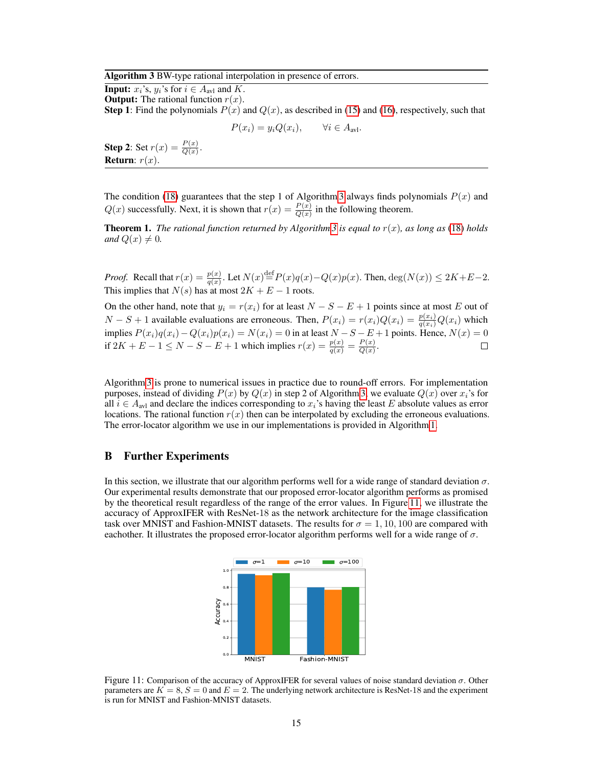**Algorithm 3** BW-type rational interpolation in presence of errors.

**Input:** $x_i$'s, $y_i$'s for $i \in A_{\text{avl}}$ and $K$.
**Output:** The rational function $r(x)$.
**Step 1**: Find the polynomials $P(x)$ and $Q(x)$, as described in (15) and (16), respectively, such that

$$P(x_i) = y_i Q(x_i), \qquad \forall i \in A_{\text{avl}}.$$

**Step 2**: Set $r(x) = \frac{P(x)}{Q(x)}$.
**Return**: $r(x)$.

The condition (18) guarantees that the step 1 of Algorithm 3 always finds polynomials $P(x)$ and $Q(x)$ successfully. Next, it is shown that $r(x) = \frac{P(x)}{Q(x)}$ in the following theorem.

**Theorem 1.** *The rational function returned by Algorithm 3 is equal to $r(x)$, as long as (18) holds and $Q(x) \neq 0$.*

*Proof.* Recall that $r(x) = \frac{p(x)}{q(x)}$. Let $N(x) \overset{\text{def}}{=} P(x)q(x) - Q(x)p(x)$. Then, $\deg(N(x)) \leq 2K + E - 2$. This implies that $N(s)$ has at most $2K + E - 1$ roots.

On the other hand, note that $y_i = r(x_i)$ for at least $N - S - E + 1$ points since at most $E$ out of $N - S + 1$ available evaluations are erroneous. Then, $P(x_i) = r(x_i)Q(x_i) = \frac{p(x_i)}{q(x_i)}Q(x_i)$ which implies $P(x_i)q(x_i) - Q(x_i)p(x_i) = N(x_i) = 0$ in at least $N - S - E + 1$ points. Hence, $N(x) = 0$ if $2K + E - 1 \leq N - S - E + 1$ which implies $r(x) = \frac{p(x)}{q(x)} = \frac{P(x)}{Q(x)}$. □

Algorithm 3 is prone to numerical issues in practice due to round-off errors. For implementation purposes, instead of dividing $P(x)$ by $Q(x)$ in step 2 of Algorithm 3, we evaluate $Q(x)$ over $x_i$'s for all $i \in A_{\text{avl}}$ and declare the indices corresponding to $x_i$'s having the least $E$ absolute values as error locations. The rational function $r(x)$ then can be interpolated by excluding the erroneous evaluations. The error-locator algorithm we use in our implementations is provided in Algorithm 1.

## B Further Experiments

In this section, we illustrate that our algorithm performs well for a wide range of standard deviation $\sigma$. Our experimental results demonstrate that our proposed error-locator algorithm performs as promised by the theoretical result regardless of the range of the error values. In Figure 11, we illustrate the accuracy of ApproxIFER with ResNet-18 as the network architecture for the image classification task over MNIST and Fashion-MNIST datasets. The results for $\sigma = 1, 10, 100$ are compared with eachother. It illustrates the proposed error-locator algorithm performs well for a wide range of $\sigma$.

Figure 11: Comparison of the accuracy of ApproxIFER for several values of noise standard deviation $\sigma$. Other parameters are $K = 8$, $S = 0$ and $E = 2$. The underlying network architecture is ResNet-18 and the experiment is run for MNIST and Fashion-MNIST datasets.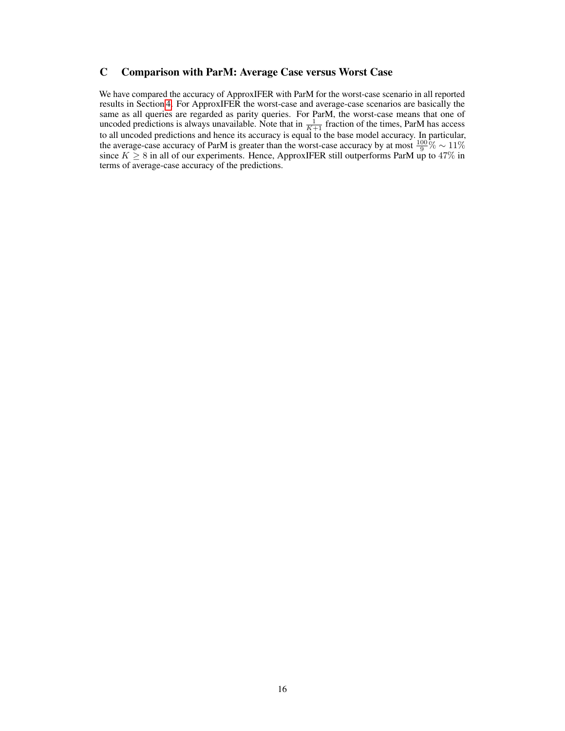## C Comparison with ParM: Average Case versus Worst Case

We have compared the accuracy of ApproxIFER with ParM for the worst-case scenario in all reported results in Section 4. For ApproxIFER the worst-case and average-case scenarios are basically the same as all queries are regarded as parity queries. For ParM, the worst-case means that one of uncoded predictions is always unavailable. Note that in $\frac{1}{K+1}$ fraction of the times, ParM has access to all uncoded predictions and hence its accuracy is equal to the base model accuracy. In particular, the average-case accuracy of ParM is greater than the worst-case accuracy by at most $\frac{100}{9}\% \sim 11\%$ since $K \geq 8$ in all of our experiments. Hence, ApproxIFER still outperforms ParM up to $47\%$ in terms of average-case accuracy of the predictions.